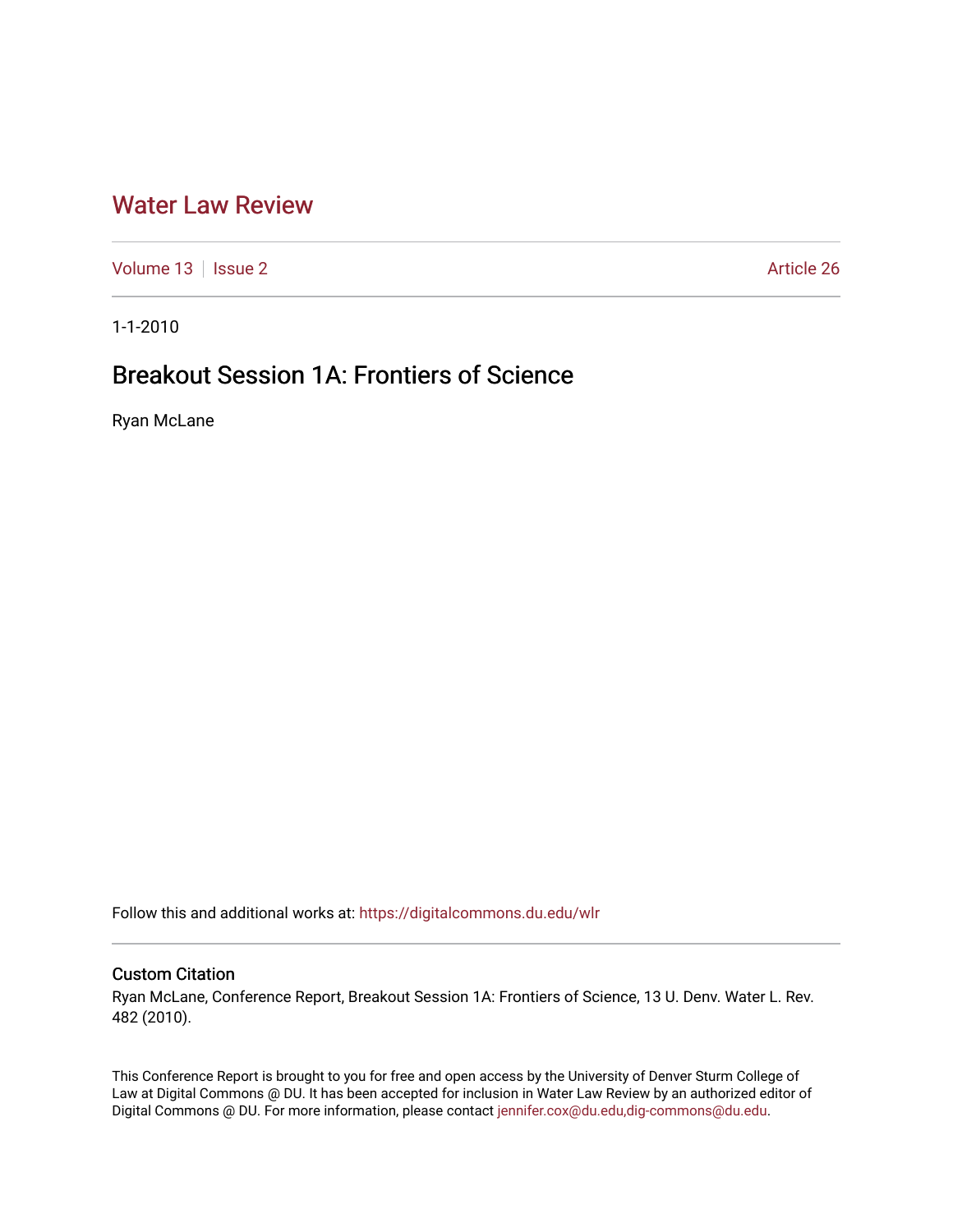# Water Law Review

Volume 13 | Issue 2 | Article 26

1-1-2010

## Breakout Session 1A: Frontiers of Science

Ryan McLane

Follow this and additional works at: https://digitalcommons.du.edu/wlr

### Custom Citation

Ryan McLane, Conference Report, Breakout Session 1A: Frontiers of Science, 13 U. Denv. Water L. Rev. 482 (2010).

This Conference Report is brought to you for free and open access by the University of Denver Sturm College of Law at Digital Commons @ DU. It has been accepted for inclusion in Water Law Review by an authorized editor of Digital Commons @ DU. For more information, please contact jennifer.cox@du.edu,dig-commons@du.edu.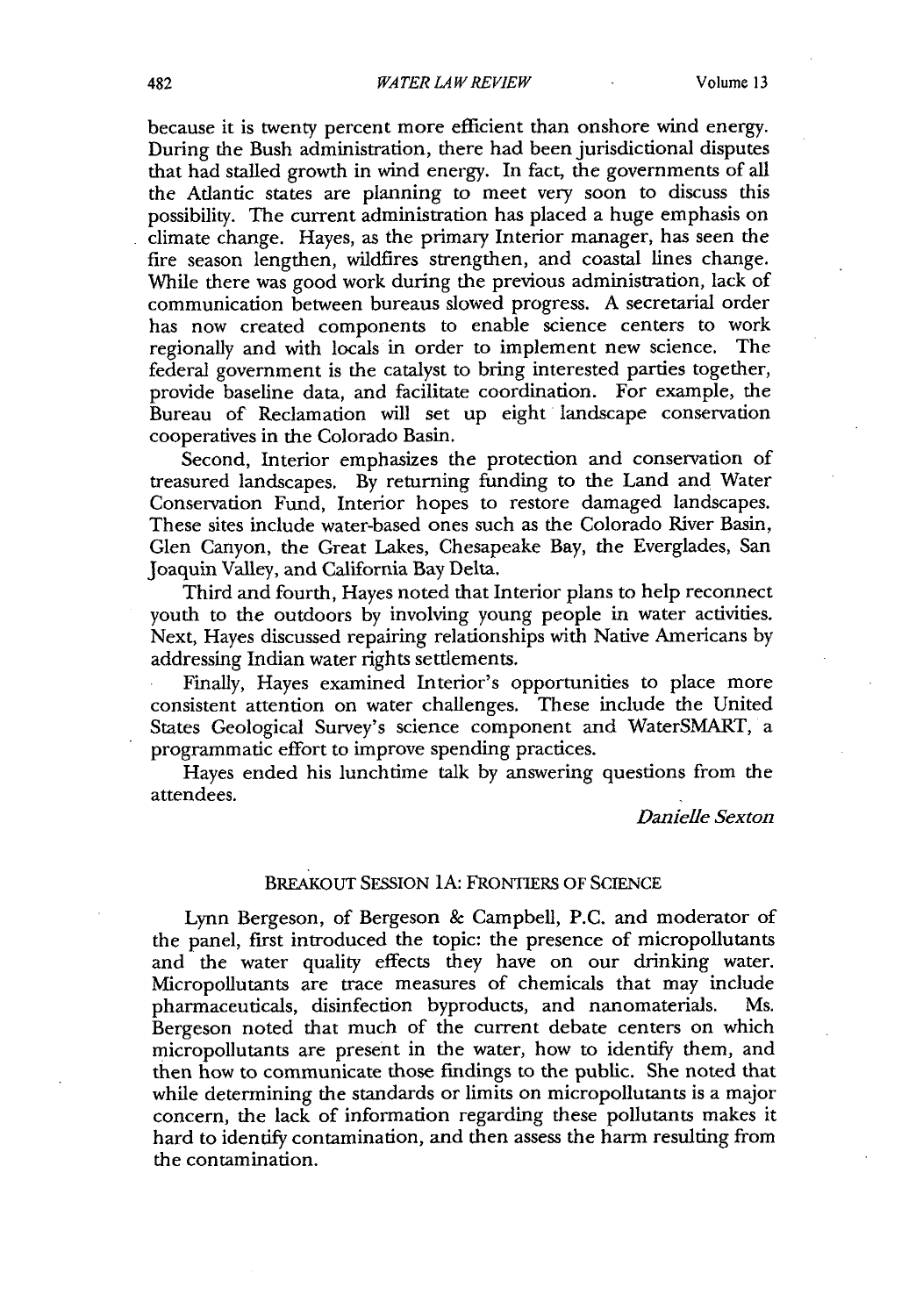because it is twenty percent more efficient than onshore wind energy. During the Bush administration, there had been jurisdictional disputes that had stalled growth in wind energy. In fact, the governments of all the Atlantic states are planning to meet very soon to discuss this possibility. The current administration has placed a huge emphasis on climate change. Hayes, as the primary Interior manager, has seen the fire season lengthen, wildfires strengthen, and coastal lines change. While there was good work during the previous administration, lack of communication between bureaus slowed progress. A secretarial order has now created components to enable science centers to work regionally and with locals in order to implement new science. The federal government is the catalyst to bring interested parties together, provide baseline data, and facilitate coordination. For example, the Bureau of Reclamation will set up eight landscape conservation cooperatives in the Colorado Basin.

Second, Interior emphasizes the protection and conservation of treasured landscapes. By returning funding to the Land and Water Conservation Fund, Interior hopes to restore damaged landscapes. These sites include water-based ones such as the Colorado River Basin, Glen Canyon, the Great Lakes, Chesapeake Bay, the Everglades, San Joaquin Valley, and California Bay Delta.

Third and fourth, Hayes noted that Interior plans to help reconnect youth to the outdoors by involving young people in water activities. Next, Hayes discussed repairing relationships with Native Americans by addressing Indian water rights settlements.

Finally, Hayes examined Interior's opportunities to place more consistent attention on water challenges. These include the United States Geological Survey's science component and WaterSMART, a programmatic effort to improve spending practices.

Hayes ended his lunchtime talk by answering questions from the attendees.

*Danielle Sexton*

## BREAKOUT SESSION 1A: FRONTIERS OF SCIENCE

Lynn Bergeson, of Bergeson & Campbell, P.C. and moderator of the panel, first introduced the topic: the presence of micropollutants and the water quality effects they have on our drinking water. Micropollutants are trace measures of chemicals that may include pharmaceuticals, disinfection byproducts, and nanomaterials. Ms. Bergeson noted that much of the current debate centers on which micropollutants are present in the water, how to identify them, and then how to communicate those findings to the public. She noted that while determining the standards or limits on micropollutants is a major concern, the lack of information regarding these pollutants makes it hard to identify contamination, and then assess the harm resulting from the contamination.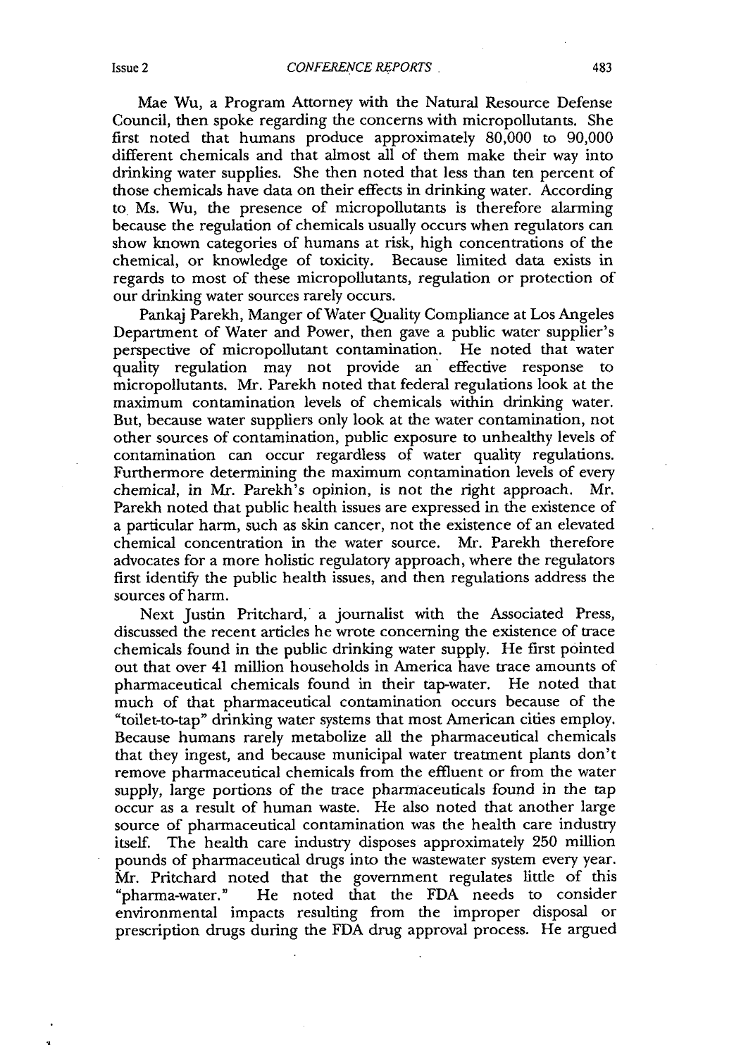Mae Wu, a Program Attorney with the Natural Resource Defense Council, then spoke regarding the concerns with micropollutants. She first noted that humans produce approximately 80,000 to 90,000 different chemicals and that almost all of them make their way into drinking water supplies. She then noted that less than ten percent of those chemicals have data on their effects in drinking water. According to Ms. Wu, the presence of micropollutants is therefore alarming because the regulation of chemicals usually occurs when regulators can show known categories of humans at risk, high concentrations of the chemical, or knowledge of toxicity. Because limited data exists in regards to most of these micropollutants, regulation or protection of our drinking water sources rarely occurs.

Pankaj Parekh, Manger of Water Quality Compliance at Los Angeles Department of Water and Power, then gave a public water supplier's perspective of micropollutant contamination. He noted that water quality regulation may not provide an effective response to micropollutants. Mr. Parekh noted that federal regulations look at the maximum contamination levels of chemicals within drinking water. But, because water suppliers only look at the water contamination, not other sources of contamination, public exposure to unhealthy levels of contamination can occur regardless of water quality regulations. Furthermore determining the maximum contamination levels of every chemical, in Mr. Parekh's opinion, is not the right approach. Mr. Parekh noted that public health issues are expressed in the existence of a particular harm, such as skin cancer, not the existence of an elevated chemical concentration in the water source. Mr. Parekh therefore advocates for a more holistic regulatory approach, where the regulators first identify the public health issues, and then regulations address the sources of harm.

Next Justin Pritchard, a journalist with the Associated Press, discussed the recent articles he wrote concerning the existence of trace chemicals found in the public drinking water supply. He first pointed out that over 41 million households in America have trace amounts of pharmaceutical chemicals found in their tap-water. He noted that much of that pharmaceutical contamination occurs because of the "toilet-to-tap" drinking water systems that most American cities employ. Because humans rarely metabolize all the pharmaceutical chemicals that they ingest, and because municipal water treatment plants don't remove pharmaceutical chemicals from the effluent or from the water supply, large portions of the trace pharmaceuticals found in the tap occur as a result of human waste. He also noted that another large source of pharmaceutical contamination was the health care industry itself. The health care industry disposes approximately 250 million pounds of pharmaceutical drugs into the wastewater system every year. Mr. Pritchard noted that the government regulates little of this "pharma-water." He noted that the FDA needs to consider environmental impacts resulting from the improper disposal or prescription drugs during the FDA drug approval process. He argued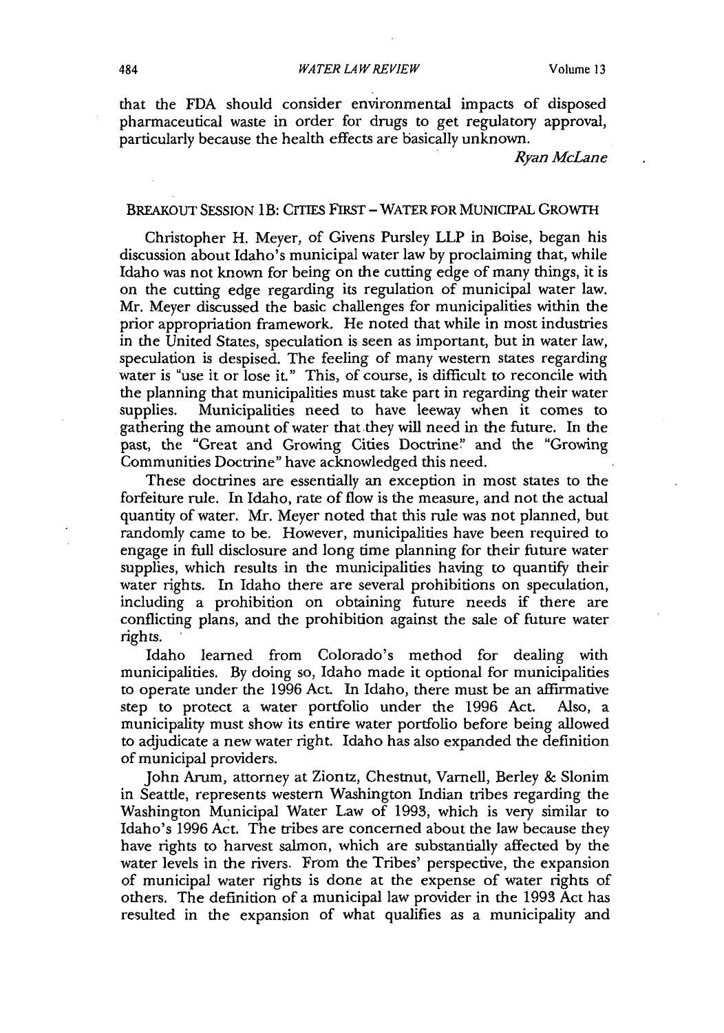that the FDA should consider environmental impacts of disposed pharmaceutical waste in order for drugs to get regulatory approval, particularly because the health effects are basically unknown.

*Ryan McLane*

## BREAKOUT SESSION 1B: CITIES FIRST – WATER FOR MUNICIPAL GROWTH

Christopher H. Meyer, of Givens Pursley LLP in Boise, began his discussion about Idaho's municipal water law by proclaiming that, while Idaho was not known for being on the cutting edge of many things, it is on the cutting edge regarding its regulation of municipal water law. Mr. Meyer discussed the basic challenges for municipalities within the prior appropriation framework. He noted that while in most industries in the United States, speculation is seen as important, but in water law, speculation is despised. The feeling of many western states regarding water is "use it or lose it." This, of course, is difficult to reconcile with the planning that municipalities must take part in regarding their water supplies. Municipalities need to have leeway when it comes to gathering the amount of water that they will need in the future. In the past, the "Great and Growing Cities Doctrine" and the "Growing Communities Doctrine" have acknowledged this need.

These doctrines are essentially an exception in most states to the forfeiture rule. In Idaho, rate of flow is the measure, and not the actual quantity of water. Mr. Meyer noted that this rule was not planned, but randomly came to be. However, municipalities have been required to engage in full disclosure and long time planning for their future water supplies, which results in the municipalities having to quantify their water rights. In Idaho there are several prohibitions on speculation, including a prohibition on obtaining future needs if there are conflicting plans, and the prohibition against the sale of future water rights.

Idaho learned from Colorado's method for dealing with municipalities. By doing so, Idaho made it optional for municipalities to operate under the 1996 Act. In Idaho, there must be an affirmative step to protect a water portfolio under the 1996 Act. Also, a municipality must show its entire water portfolio before being allowed to adjudicate a new water right. Idaho has also expanded the definition of municipal providers.

John Arum, attorney at Ziontz, Chestnut, Varnell, Berley & Slonim in Seattle, represents western Washington Indian tribes regarding the Washington Municipal Water Law of 1993, which is very similar to Idaho's 1996 Act. The tribes are concerned about the law because they have rights to harvest salmon, which are substantially affected by the water levels in the rivers. From the Tribes' perspective, the expansion of municipal water rights is done at the expense of water rights of others. The definition of a municipal law provider in the 1993 Act has resulted in the expansion of what qualifies as a municipality and